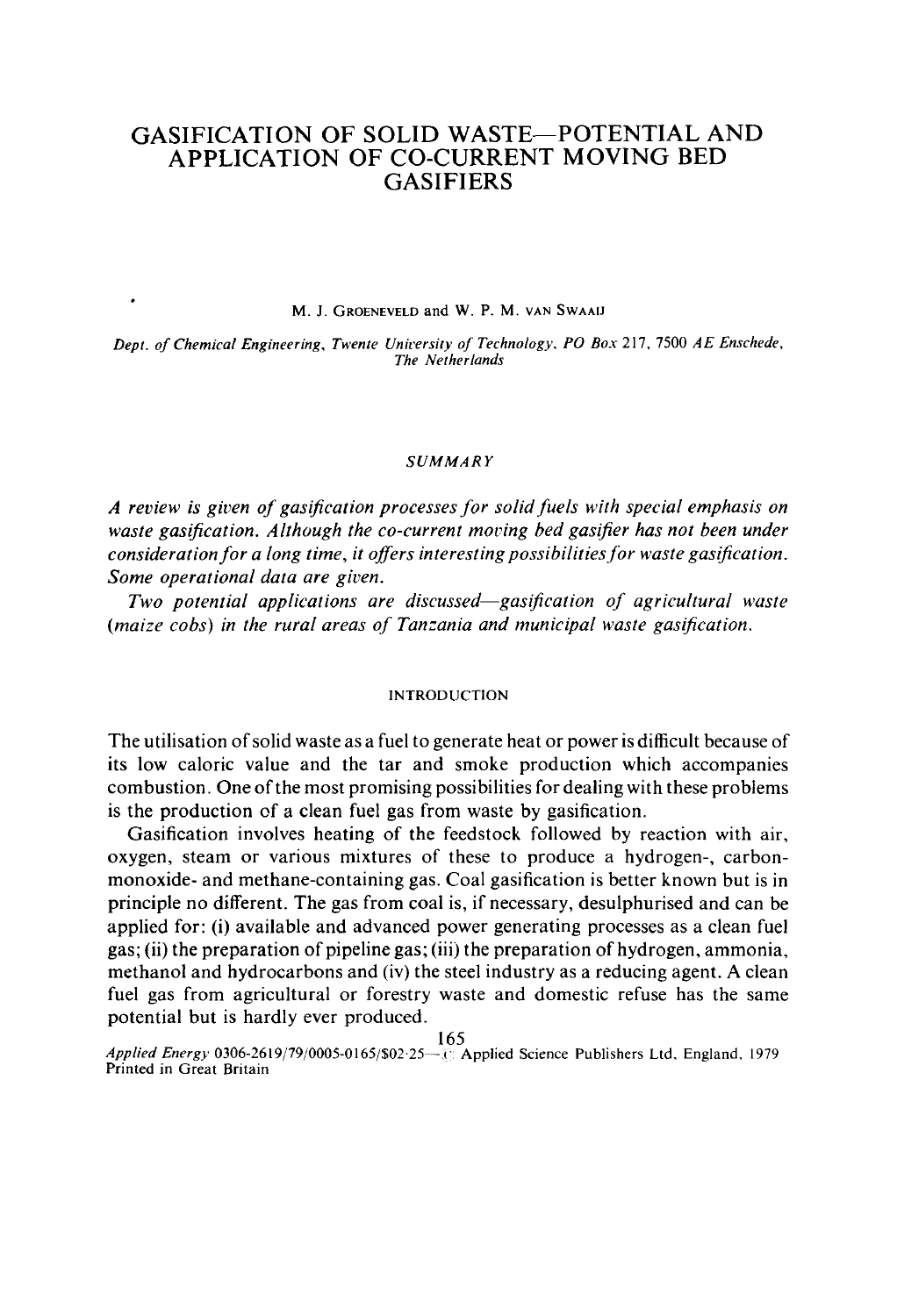# GASIFICATION OF SOLID WASTE—POTENTIAL AND APPLICATION OF CO-CURRENT MOVING BED GASIFIERS

M. J. GROENEVELD and W. P. M. VAN SWAAIJ

*Dept. of Chemical Engineering, Twente University of Technology, PO Box 217, 7500 AE Enschede, The Netherlands*

## SUMMARY

*A review is given of gasification processes for solid fuels with special emphasis on waste gasification. Although the co-current moving bed gasifier has not been under consideration for a long time, it offers interesting possibilities for waste gasification. Some operational data are given.*

*Two potential applications are discussed—gasification of agricultural waste (maize cobs) in the rural areas of Tanzania and municipal waste gasification.*

## INTRODUCTION

The utilisation of solid waste as a fuel to generate heat or power is difficult because of its low caloric value and the tar and smoke production which accompanies combustion. One of the most promising possibilities for dealing with these problems is the production of a clean fuel gas from waste by gasification.

Gasification involves heating of the feedstock followed by reaction with air, oxygen, steam or various mixtures of these to produce a hydrogen-, carbon-monoxide- and methane-containing gas. Coal gasification is better known but is in principle no different. The gas from coal is, if necessary, desulphurised and can be applied for: (i) available and advanced power generating processes as a clean fuel gas; (ii) the preparation of pipeline gas; (iii) the preparation of hydrogen, ammonia, methanol and hydrocarbons and (iv) the steel industry as a reducing agent. A clean fuel gas from agricultural or forestry waste and domestic refuse has the same potential but is hardly ever produced.

*Applied Energy* 0306-2619/79/0005-0165/$02·25 — © Applied Science Publishers Ltd, England, 1979
Printed in Great Britain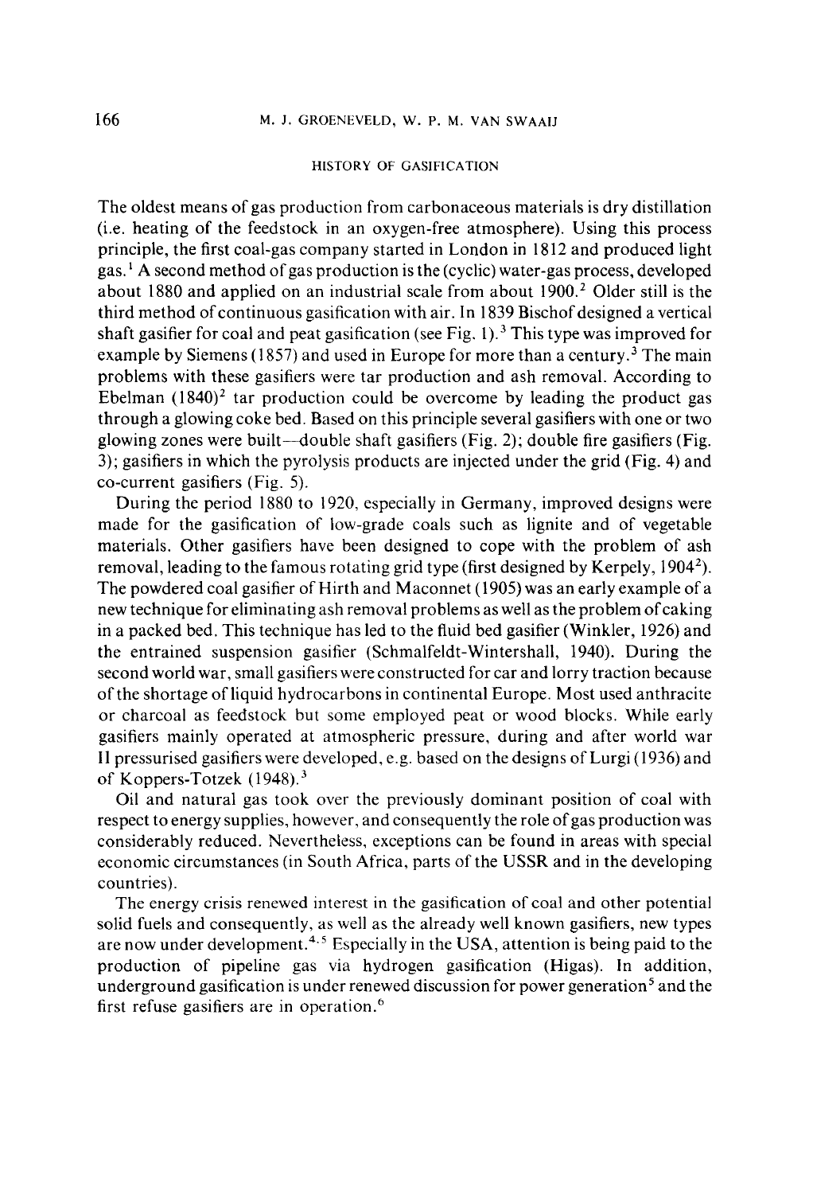## HISTORY OF GASIFICATION

The oldest means of gas production from carbonaceous materials is dry distillation (i.e. heating of the feedstock in an oxygen-free atmosphere). Using this process principle, the first coal-gas company started in London in 1812 and produced light gas.[1] A second method of gas production is the (cyclic) water-gas process, developed about 1880 and applied on an industrial scale from about 1900.[2] Older still is the third method of continuous gasification with air. In 1839 Bischof designed a vertical shaft gasifier for coal and peat gasification (see Fig. 1).[3] This type was improved for example by Siemens (1857) and used in Europe for more than a century.[3] The main problems with these gasifiers were tar production and ash removal. According to Ebelman (1840)[2] tar production could be overcome by leading the product gas through a glowing coke bed. Based on this principle several gasifiers with one or two glowing zones were built—double shaft gasifiers (Fig. 2); double fire gasifiers (Fig. 3); gasifiers in which the pyrolysis products are injected under the grid (Fig. 4) and co-current gasifiers (Fig. 5).

During the period 1880 to 1920, especially in Germany, improved designs were made for the gasification of low-grade coals such as lignite and of vegetable materials. Other gasifiers have been designed to cope with the problem of ash removal, leading to the famous rotating grid type (first designed by Kerpely, 1904[2]). The powdered coal gasifier of Hirth and Maconnet (1905) was an early example of a new technique for eliminating ash removal problems as well as the problem of caking in a packed bed. This technique has led to the fluid bed gasifier (Winkler, 1926) and the entrained suspension gasifier (Schmalfeldt-Wintershall, 1940). During the second world war, small gasifiers were constructed for car and lorry traction because of the shortage of liquid hydrocarbons in continental Europe. Most used anthracite or charcoal as feedstock but some employed peat or wood blocks. While early gasifiers mainly operated at atmospheric pressure, during and after world war II pressurised gasifiers were developed, e.g. based on the designs of Lurgi (1936) and of Koppers-Totzek (1948).[3]

Oil and natural gas took over the previously dominant position of coal with respect to energy supplies, however, and consequently the role of gas production was considerably reduced. Nevertheless, exceptions can be found in areas with special economic circumstances (in South Africa, parts of the USSR and in the developing countries).

The energy crisis renewed interest in the gasification of coal and other potential solid fuels and consequently, as well as the already well known gasifiers, new types are now under development.[4,5] Especially in the USA, attention is being paid to the production of pipeline gas via hydrogen gasification (Higas). In addition, underground gasification is under renewed discussion for power generation[5] and the first refuse gasifiers are in operation.[6]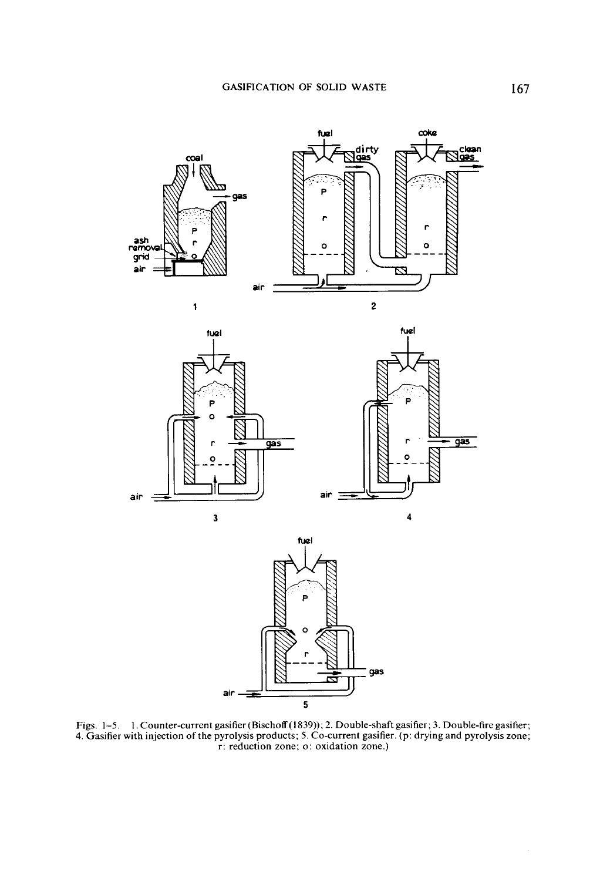Figs. 1–5. 1. Counter-current gasifier (Bischoff (1839)); 2. Double-shaft gasifier; 3. Double-fire gasifier; 4. Gasifier with injection of the pyrolysis products; 5. Co-current gasifier. (p: drying and pyrolysis zone; r: reduction zone; o: oxidation zone.)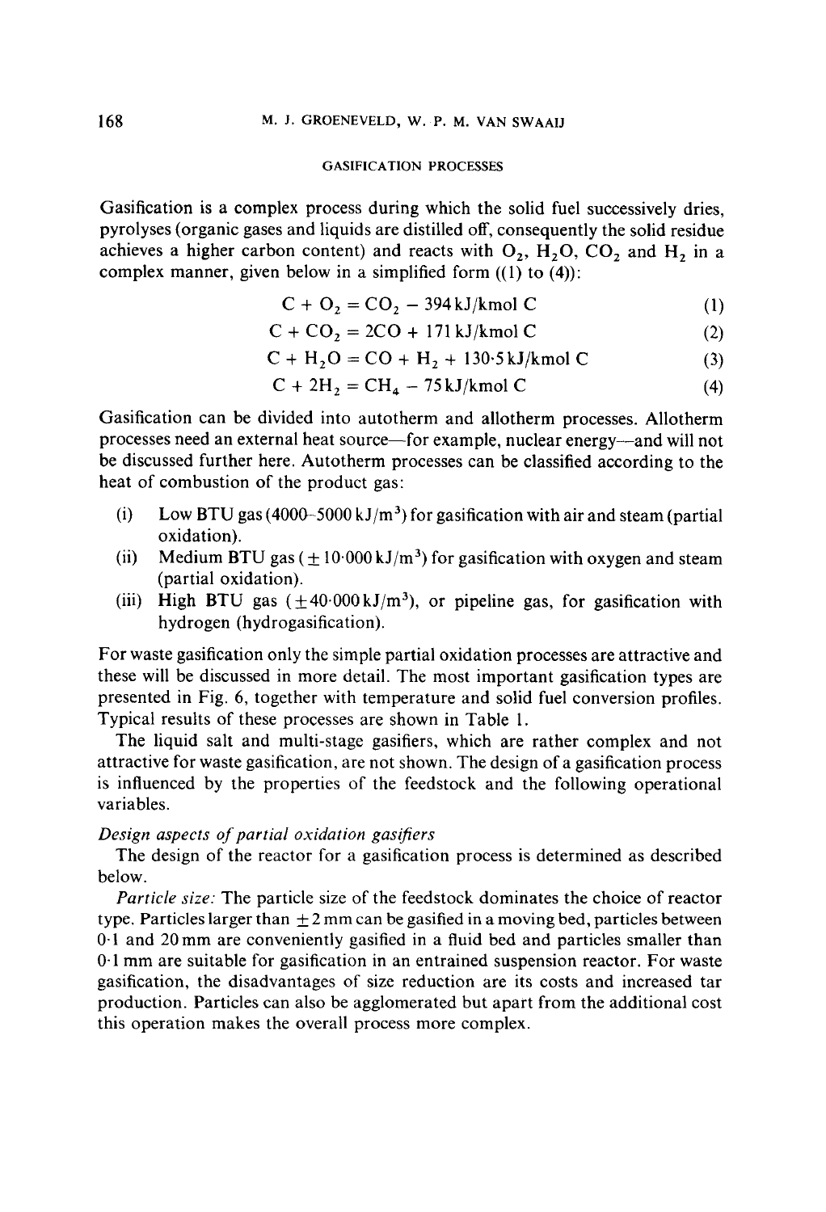## GASIFICATION PROCESSES

Gasification is a complex process during which the solid fuel successively dries, pyrolyses (organic gases and liquids are distilled off, consequently the solid residue achieves a higher carbon content) and reacts with $O_2$, $H_2O$, $CO_2$ and $H_2$ in a complex manner, given below in a simplified form ((1) to (4)):

$$C + O_2 = CO_2 - 394\,\text{kJ/kmol C} \quad (1)$$

$$C + CO_2 = 2CO + 171\,\text{kJ/kmol C} \quad (2)$$

$$C + H_2O = CO + H_2 + 130{\cdot}5\,\text{kJ/kmol C} \quad (3)$$

$$C + 2H_2 = CH_4 - 75\,\text{kJ/kmol C} \quad (4)$$

Gasification can be divided into autotherm and allotherm processes. Allotherm processes need an external heat source—for example, nuclear energy—and will not be discussed further here. Autotherm processes can be classified according to the heat of combustion of the product gas:

(i) Low BTU gas (4000–5000 kJ/m$^3$) for gasification with air and steam (partial oxidation).
(ii) Medium BTU gas ($\pm$ 10·000 kJ/m$^3$) for gasification with oxygen and steam (partial oxidation).
(iii) High BTU gas ($\pm$40·000 kJ/m$^3$), or pipeline gas, for gasification with hydrogen (hydrogasification).

For waste gasification only the simple partial oxidation processes are attractive and these will be discussed in more detail. The most important gasification types are presented in Fig. 6, together with temperature and solid fuel conversion profiles. Typical results of these processes are shown in Table 1.

The liquid salt and multi-stage gasifiers, which are rather complex and not attractive for waste gasification, are not shown. The design of a gasification process is influenced by the properties of the feedstock and the following operational variables.

### *Design aspects of partial oxidation gasifiers*

The design of the reactor for a gasification process is determined as described below.

*Particle size:* The particle size of the feedstock dominates the choice of reactor type. Particles larger than $\pm$2 mm can be gasified in a moving bed, particles between 0·1 and 20 mm are conveniently gasified in a fluid bed and particles smaller than 0·1 mm are suitable for gasification in an entrained suspension reactor. For waste gasification, the disadvantages of size reduction are its costs and increased tar production. Particles can also be agglomerated but apart from the additional cost this operation makes the overall process more complex.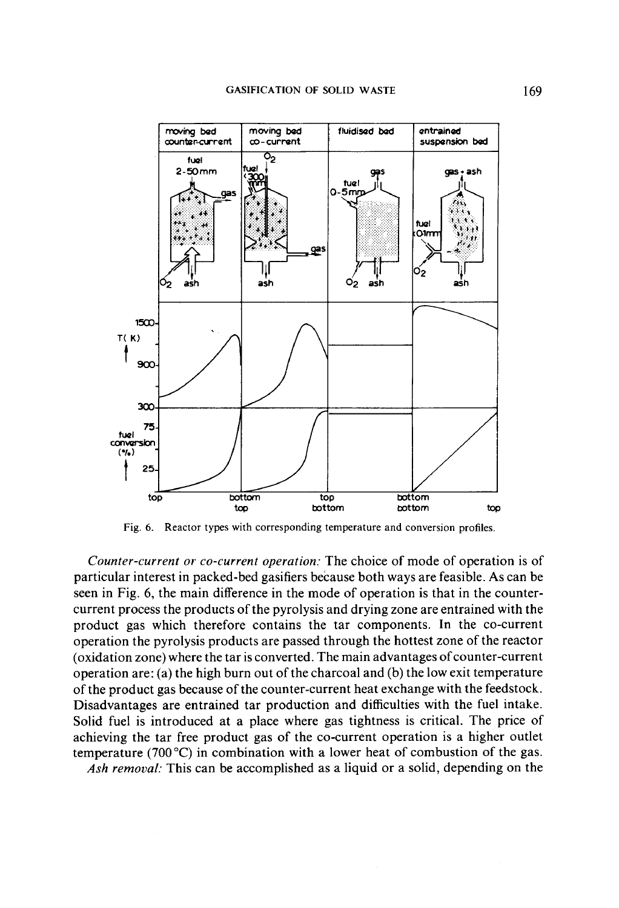Fig. 6. Reactor types with corresponding temperature and conversion profiles.

*Counter-current or co-current operation:* The choice of mode of operation is of particular interest in packed-bed gasifiers because both ways are feasible. As can be seen in Fig. 6, the main difference in the mode of operation is that in the counter-current process the products of the pyrolysis and drying zone are entrained with the product gas which therefore contains the tar components. In the co-current operation the pyrolysis products are passed through the hottest zone of the reactor (oxidation zone) where the tar is converted. The main advantages of counter-current operation are: (a) the high burn out of the charcoal and (b) the low exit temperature of the product gas because of the counter-current heat exchange with the feedstock. Disadvantages are entrained tar production and difficulties with the fuel intake. Solid fuel is introduced at a place where gas tightness is critical. The price of achieving the tar free product gas of the co-current operation is a higher outlet temperature (700 °C) in combination with a lower heat of combustion of the gas.

*Ash removal:* This can be accomplished as a liquid or a solid, depending on the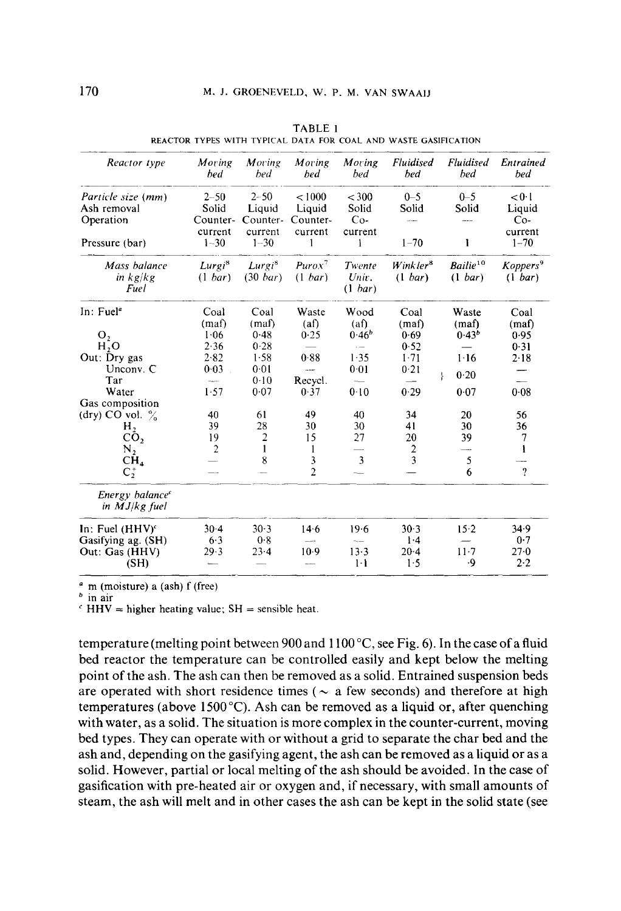TABLE 1

REACTOR TYPES WITH TYPICAL DATA FOR COAL AND WASTE GASIFICATION

| *Reactor type* | *Moving bed* | *Moving bed* | *Moving bed* | *Moving bed* | *Fluidised bed* | *Fluidised bed* | *Entrained bed* |
|---|---|---|---|---|---|---|---|
| *Particle size (mm)* | 2–50 | 2–50 | < 1000 | < 300 | 0–5 | 0–5 | < 0·1 |
| Ash removal | Solid | Liquid | Liquid | Solid | Solid | Solid | Liquid |
| Operation | Counter-current | Counter-current | Counter-current | Co-current | — | — | Co-current |
| Pressure (bar) | 1–30 | 1–30 | 1 | 1 | 1–70 | 1 | 1–70 |
| *Mass balance in kg/kg Fuel* | *Lurgi*[8] *(1 bar)* | *Lurgi*[8] *(30 bar)* | *Purox*[7] *(1 bar)* | *Twente Univ.* *(1 bar)* | *Winkler*[8] *(1 bar)* | *Bailie*[10] *(1 bar)* | *Koppers*[9] *(1 bar)* |
| In: Fuel[a] | Coal (maf) | Coal (maf) | Waste (af) | Wood (af) | Coal (maf) | Waste (maf) | Coal (maf) |
| $O_2$ | 1·06 | 0·48 | 0·25 | 0·46[b] | 0·69 | 0·43[b] | 0·95 |
| $H_2O$ | 2·36 | 0·28 | — | — | 0·52 | — | 0·31 |
| Out: Dry gas | 2·82 | 1·58 | 0·88 | 1·35 | 1·71 | 1·16 | 2·18 |
| Unconv. C | 0·03 | 0·01 | — | 0·01 | 0·21 | 0·20 | — |
| Tar | — | 0·10 | Recycl. | — | — | (incl. above) | — |
| Water | 1·57 | 0·07 | 0·37 | 0·10 | 0·29 | 0·07 | 0·08 |
| Gas composition (dry) CO vol. % | 40 | 61 | 49 | 40 | 34 | 20 | 56 |
| $H_2$ | 39 | 28 | 30 | 30 | 41 | 30 | 36 |
| $CO_2$ | 19 | 2 | 15 | 27 | 20 | 39 | 7 |
| $N_2$ | 2 | 1 | 1 | — | 2 | — | 1 |
| $CH_4$ | — | 8 | 3 | 3 | 3 | 5 | — |
| $C_2^+$ | — | — | 2 | — | — | 6 | ? |
| *Energy balance*[c] *in MJ/kg fuel* | | | | | | | |
| In: Fuel (HHV)[c] | 30·4 | 30·3 | 14·6 | 19·6 | 30·3 | 15·2 | 34·9 |
| Gasifying ag. (SH) | 6·3 | 0·8 | — | — | 1·4 | — | 0·7 |
| Out: Gas (HHV) | 29·3 | 23·4 | 10·9 | 13·3 | 20·4 | 11·7 | 27·0 |
| (SH) | — | — | — | 1·1 | 1·5 | ·9 | 2·2 |

[a] m (moisture) a (ash) f (free)
[b] in air
[c] HHV = higher heating value; SH = sensible heat.

temperature (melting point between 900 and 1100 °C, see Fig. 6). In the case of a fluid bed reactor the temperature can be controlled easily and kept below the melting point of the ash. The ash can then be removed as a solid. Entrained suspension beds are operated with short residence times (~ a few seconds) and therefore at high temperatures (above 1500 °C). Ash can be removed as a liquid or, after quenching with water, as a solid. The situation is more complex in the counter-current, moving bed types. They can operate with or without a grid to separate the char bed and the ash and, depending on the gasifying agent, the ash can be removed as a liquid or as a solid. However, partial or local melting of the ash should be avoided. In the case of gasification with pre-heated air or oxygen and, if necessary, with small amounts of steam, the ash will melt and in other cases the ash can be kept in the solid state (see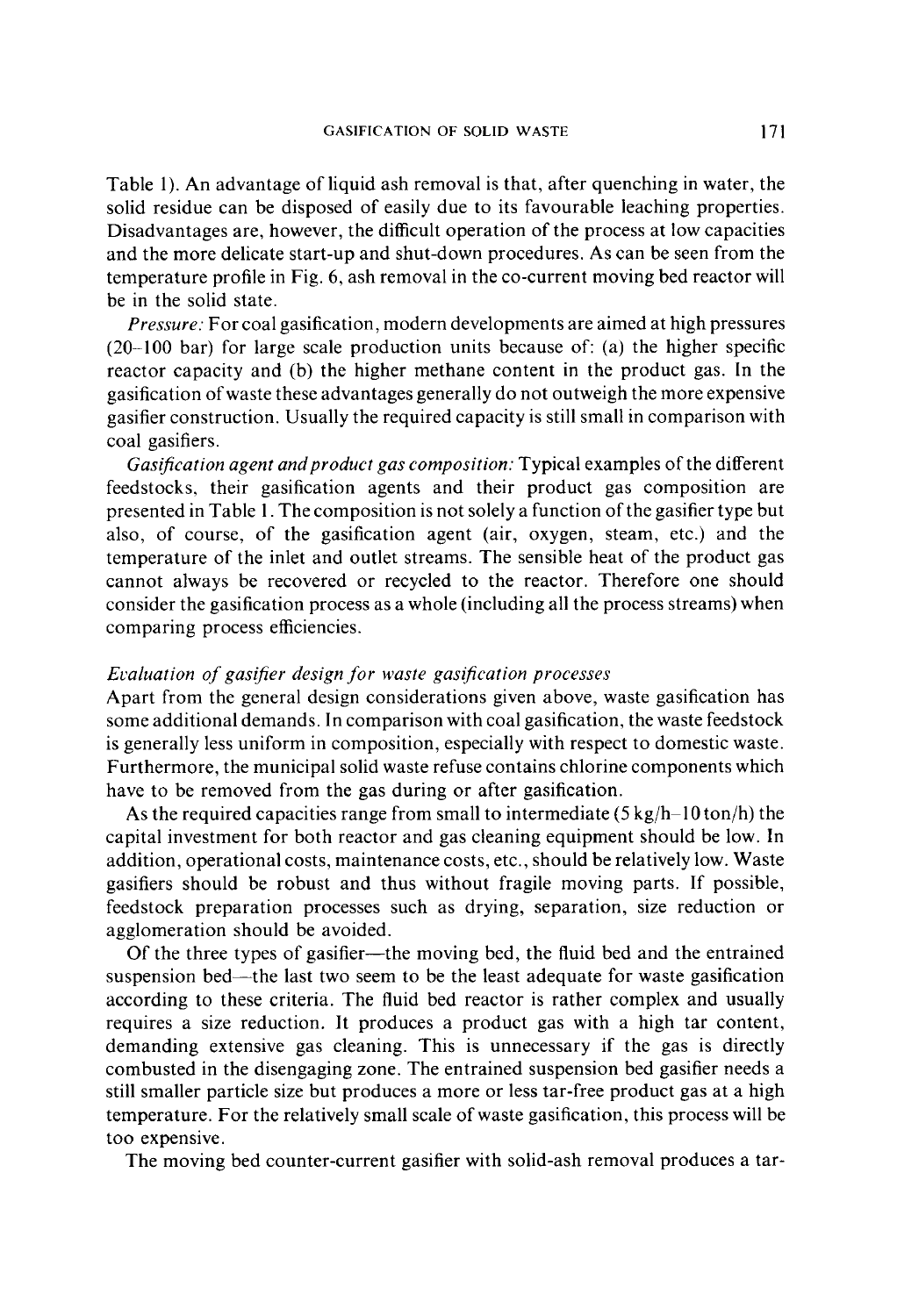Table 1). An advantage of liquid ash removal is that, after quenching in water, the solid residue can be disposed of easily due to its favourable leaching properties. Disadvantages are, however, the difficult operation of the process at low capacities and the more delicate start-up and shut-down procedures. As can be seen from the temperature profile in Fig. 6, ash removal in the co-current moving bed reactor will be in the solid state.

*Pressure:* For coal gasification, modern developments are aimed at high pressures (20–100 bar) for large scale production units because of: (a) the higher specific reactor capacity and (b) the higher methane content in the product gas. In the gasification of waste these advantages generally do not outweigh the more expensive gasifier construction. Usually the required capacity is still small in comparison with coal gasifiers.

*Gasification agent and product gas composition:* Typical examples of the different feedstocks, their gasification agents and their product gas composition are presented in Table 1. The composition is not solely a function of the gasifier type but also, of course, of the gasification agent (air, oxygen, steam, etc.) and the temperature of the inlet and outlet streams. The sensible heat of the product gas cannot always be recovered or recycled to the reactor. Therefore one should consider the gasification process as a whole (including all the process streams) when comparing process efficiencies.

### *Evaluation of gasifier design for waste gasification processes*

Apart from the general design considerations given above, waste gasification has some additional demands. In comparison with coal gasification, the waste feedstock is generally less uniform in composition, especially with respect to domestic waste. Furthermore, the municipal solid waste refuse contains chlorine components which have to be removed from the gas during or after gasification.

As the required capacities range from small to intermediate (5 kg/h–10 ton/h) the capital investment for both reactor and gas cleaning equipment should be low. In addition, operational costs, maintenance costs, etc., should be relatively low. Waste gasifiers should be robust and thus without fragile moving parts. If possible, feedstock preparation processes such as drying, separation, size reduction or agglomeration should be avoided.

Of the three types of gasifier—the moving bed, the fluid bed and the entrained suspension bed—the last two seem to be the least adequate for waste gasification according to these criteria. The fluid bed reactor is rather complex and usually requires a size reduction. It produces a product gas with a high tar content, demanding extensive gas cleaning. This is unnecessary if the gas is directly combusted in the disengaging zone. The entrained suspension bed gasifier needs a still smaller particle size but produces a more or less tar-free product gas at a high temperature. For the relatively small scale of waste gasification, this process will be too expensive.

The moving bed counter-current gasifier with solid-ash removal produces a tar-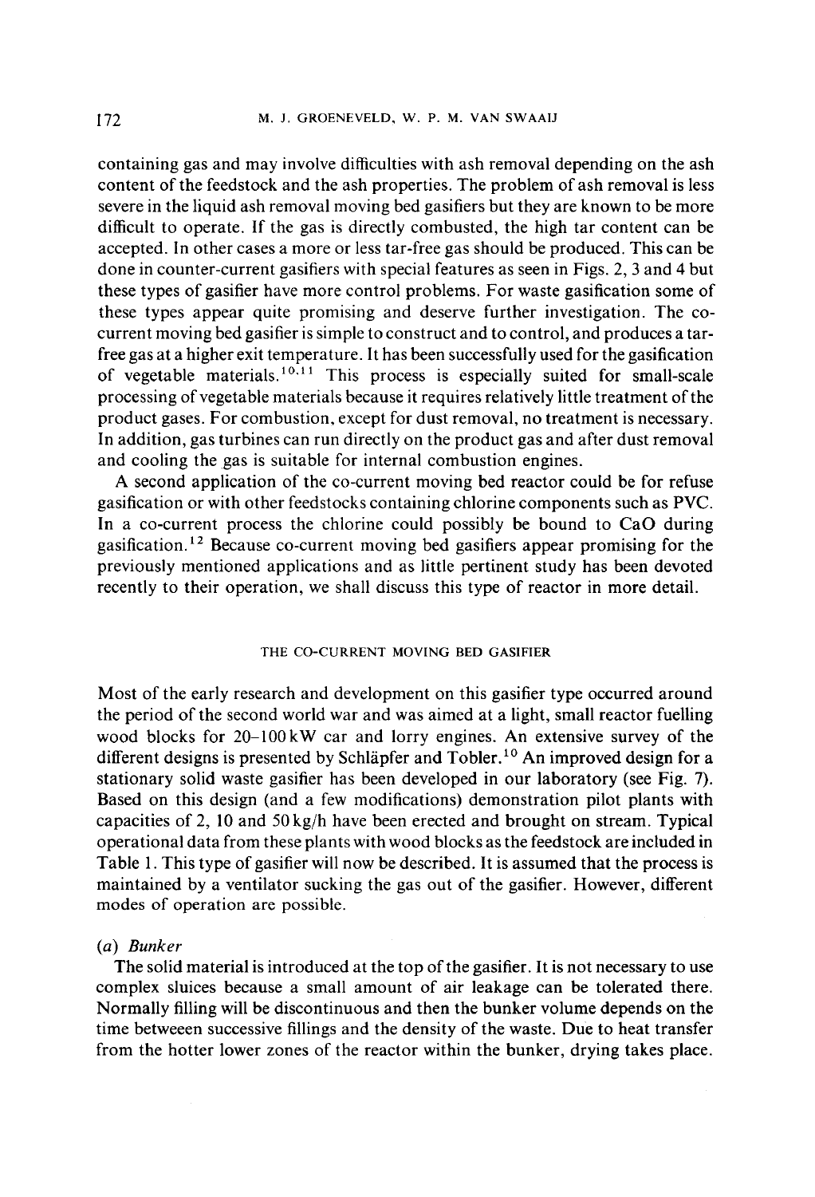containing gas and may involve difficulties with ash removal depending on the ash content of the feedstock and the ash properties. The problem of ash removal is less severe in the liquid ash removal moving bed gasifiers but they are known to be more difficult to operate. If the gas is directly combusted, the high tar content can be accepted. In other cases a more or less tar-free gas should be produced. This can be done in counter-current gasifiers with special features as seen in Figs. 2, 3 and 4 but these types of gasifier have more control problems. For waste gasification some of these types appear quite promising and deserve further investigation. The co-current moving bed gasifier is simple to construct and to control, and produces a tar-free gas at a higher exit temperature. It has been successfully used for the gasification of vegetable materials.[10,11] This process is especially suited for small-scale processing of vegetable materials because it requires relatively little treatment of the product gases. For combustion, except for dust removal, no treatment is necessary. In addition, gas turbines can run directly on the product gas and after dust removal and cooling the gas is suitable for internal combustion engines.

A second application of the co-current moving bed reactor could be for refuse gasification or with other feedstocks containing chlorine components such as PVC. In a co-current process the chlorine could possibly be bound to CaO during gasification.[12] Because co-current moving bed gasifiers appear promising for the previously mentioned applications and as little pertinent study has been devoted recently to their operation, we shall discuss this type of reactor in more detail.

## THE CO-CURRENT MOVING BED GASIFIER

Most of the early research and development on this gasifier type occurred around the period of the second world war and was aimed at a light, small reactor fuelling wood blocks for 20–100 kW car and lorry engines. An extensive survey of the different designs is presented by Schläpfer and Tobler.[10] An improved design for a stationary solid waste gasifier has been developed in our laboratory (see Fig. 7). Based on this design (and a few modifications) demonstration pilot plants with capacities of 2, 10 and 50 kg/h have been erected and brought on stream. Typical operational data from these plants with wood blocks as the feedstock are included in Table 1. This type of gasifier will now be described. It is assumed that the process is maintained by a ventilator sucking the gas out of the gasifier. However, different modes of operation are possible.

### (a) *Bunker*

The solid material is introduced at the top of the gasifier. It is not necessary to use complex sluices because a small amount of air leakage can be tolerated there. Normally filling will be discontinuous and then the bunker volume depends on the time betweeen successive fillings and the density of the waste. Due to heat transfer from the hotter lower zones of the reactor within the bunker, drying takes place.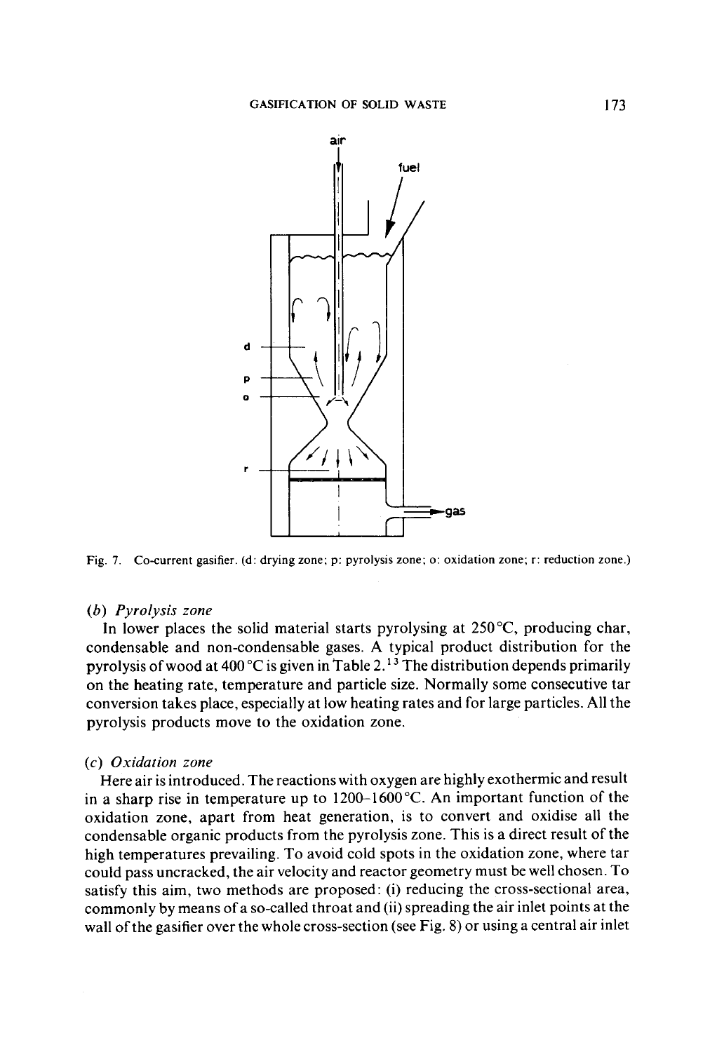Fig. 7. Co-current gasifier. (d: drying zone; p: pyrolysis zone; o: oxidation zone; r: reduction zone.)

### (b) *Pyrolysis zone*

In lower places the solid material starts pyrolysing at 250 °C, producing char, condensable and non-condensable gases. A typical product distribution for the pyrolysis of wood at 400 °C is given in Table 2.[13] The distribution depends primarily on the heating rate, temperature and particle size. Normally some consecutive tar conversion takes place, especially at low heating rates and for large particles. All the pyrolysis products move to the oxidation zone.

### (c) *Oxidation zone*

Here air is introduced. The reactions with oxygen are highly exothermic and result in a sharp rise in temperature up to 1200–1600 °C. An important function of the oxidation zone, apart from heat generation, is to convert and oxidise all the condensable organic products from the pyrolysis zone. This is a direct result of the high temperatures prevailing. To avoid cold spots in the oxidation zone, where tar could pass uncracked, the air velocity and reactor geometry must be well chosen. To satisfy this aim, two methods are proposed: (i) reducing the cross-sectional area, commonly by means of a so-called throat and (ii) spreading the air inlet points at the wall of the gasifier over the whole cross-section (see Fig. 8) or using a central air inlet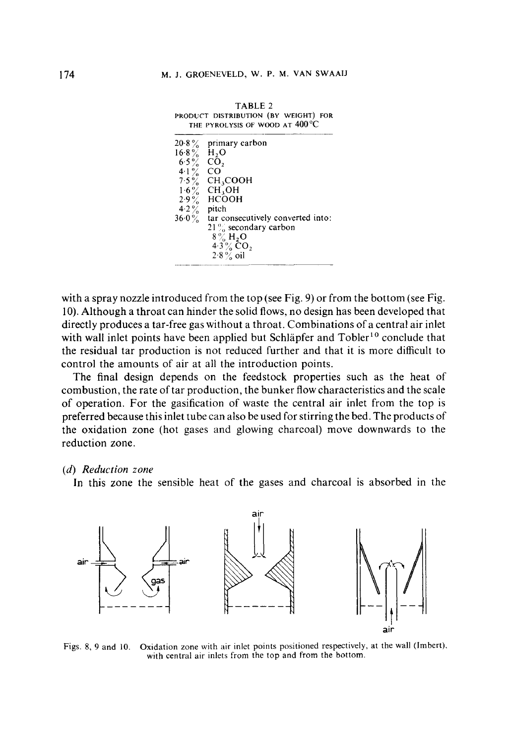TABLE 2
PRODUCT DISTRIBUTION (BY WEIGHT) FOR THE PYROLYSIS OF WOOD AT 400 °C

| | |
|---|---|
| 20·8 % | primary carbon |
| 16·8 % | $H_2O$ |
| 6·5 % | $CO_2$ |
| 4·1 % | CO |
| 7·5 % | $CH_3COOH$ |
| 1·6 % | $CH_3OH$ |
| 2·9 % | HCOOH |
| 4·2 % | pitch |
| 36·0 % | tar consecutively converted into: |
| | 21 % secondary carbon |
| | 8 % $H_2O$ |
| | 4·3 % $CO_2$ |
| | 2·8 % oil |

with a spray nozzle introduced from the top (see Fig. 9) or from the bottom (see Fig. 10). Although a throat can hinder the solid flows, no design has been developed that directly produces a tar-free gas without a throat. Combinations of a central air inlet with wall inlet points have been applied but Schläpfer and Tobler[10] conclude that the residual tar production is not reduced further and that it is more difficult to control the amounts of air at all the introduction points.

The final design depends on the feedstock properties such as the heat of combustion, the rate of tar production, the bunker flow characteristics and the scale of operation. For the gasification of waste the central air inlet from the top is preferred because this inlet tube can also be used for stirring the bed. The products of the oxidation zone (hot gases and glowing charcoal) move downwards to the reduction zone.

*(d) Reduction zone*

In this zone the sensible heat of the gases and charcoal is absorbed in the

Figs. 8, 9 and 10. Oxidation zone with air inlet points positioned respectively, at the wall (Imbert), with central air inlets from the top and from the bottom.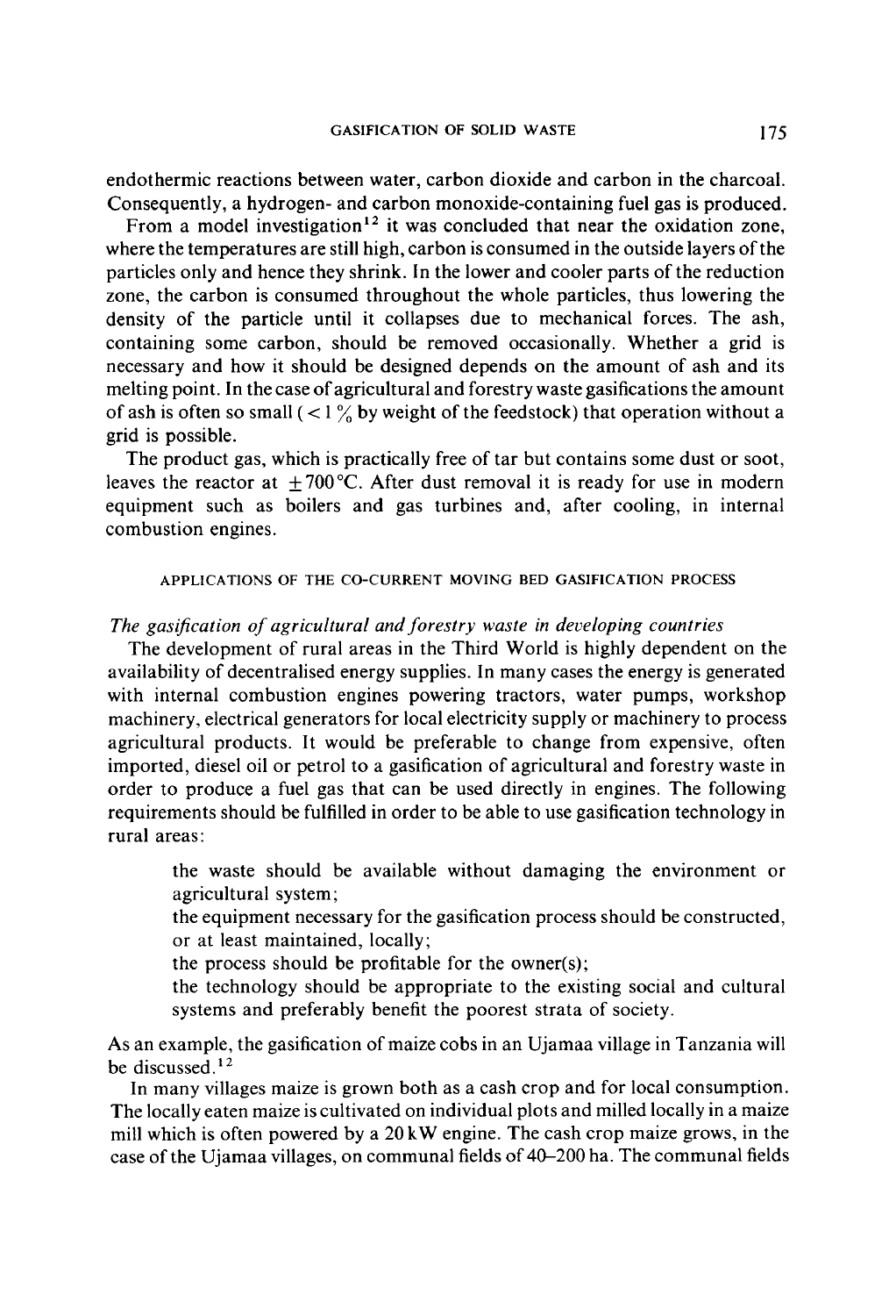endothermic reactions between water, carbon dioxide and carbon in the charcoal. Consequently, a hydrogen- and carbon monoxide-containing fuel gas is produced.

From a model investigation[12] it was concluded that near the oxidation zone, where the temperatures are still high, carbon is consumed in the outside layers of the particles only and hence they shrink. In the lower and cooler parts of the reduction zone, the carbon is consumed throughout the whole particles, thus lowering the density of the particle until it collapses due to mechanical forces. The ash, containing some carbon, should be removed occasionally. Whether a grid is necessary and how it should be designed depends on the amount of ash and its melting point. In the case of agricultural and forestry waste gasifications the amount of ash is often so small ($< 1\%$ by weight of the feedstock) that operation without a grid is possible.

The product gas, which is practically free of tar but contains some dust or soot, leaves the reactor at $\pm 700\,°C$. After dust removal it is ready for use in modern equipment such as boilers and gas turbines and, after cooling, in internal combustion engines.

## APPLICATIONS OF THE CO-CURRENT MOVING BED GASIFICATION PROCESS

### *The gasification of agricultural and forestry waste in developing countries*

The development of rural areas in the Third World is highly dependent on the availability of decentralised energy supplies. In many cases the energy is generated with internal combustion engines powering tractors, water pumps, workshop machinery, electrical generators for local electricity supply or machinery to process agricultural products. It would be preferable to change from expensive, often imported, diesel oil or petrol to a gasification of agricultural and forestry waste in order to produce a fuel gas that can be used directly in engines. The following requirements should be fulfilled in order to be able to use gasification technology in rural areas:

> the waste should be available without damaging the environment or agricultural system;
>
> the equipment necessary for the gasification process should be constructed, or at least maintained, locally;
>
> the process should be profitable for the owner(s);
>
> the technology should be appropriate to the existing social and cultural systems and preferably benefit the poorest strata of society.

As an example, the gasification of maize cobs in an Ujamaa village in Tanzania will be discussed.[12]

In many villages maize is grown both as a cash crop and for local consumption. The locally eaten maize is cultivated on individual plots and milled locally in a maize mill which is often powered by a 20 kW engine. The cash crop maize grows, in the case of the Ujamaa villages, on communal fields of 40–200 ha. The communal fields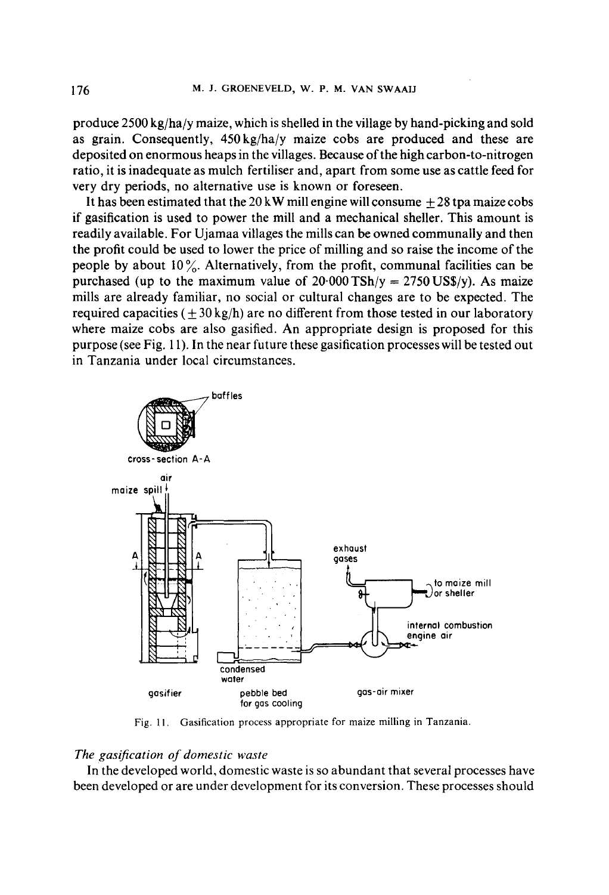produce 2500 kg/ha/y maize, which is shelled in the village by hand-picking and sold as grain. Consequently, 450 kg/ha/y maize cobs are produced and these are deposited on enormous heaps in the villages. Because of the high carbon-to-nitrogen ratio, it is inadequate as mulch fertiliser and, apart from some use as cattle feed for very dry periods, no alternative use is known or foreseen.

It has been estimated that the 20 kW mill engine will consume $\pm 28$ tpa maize cobs if gasification is used to power the mill and a mechanical sheller. This amount is readily available. For Ujamaa villages the mills can be owned communally and then the profit could be used to lower the price of milling and so raise the income of the people by about 10%. Alternatively, from the profit, communal facilities can be purchased (up to the maximum value of 20·000 TSh/y = 2750 US$/y). As maize mills are already familiar, no social or cultural changes are to be expected. The required capacities ($\pm 30$ kg/h) are no different from those tested in our laboratory where maize cobs are also gasified. An appropriate design is proposed for this purpose (see Fig. 11). In the near future these gasification processes will be tested out in Tanzania under local circumstances.

Fig. 11. Gasification process appropriate for maize milling in Tanzania.

*The gasification of domestic waste*

In the developed world, domestic waste is so abundant that several processes have been developed or are under development for its conversion. These processes should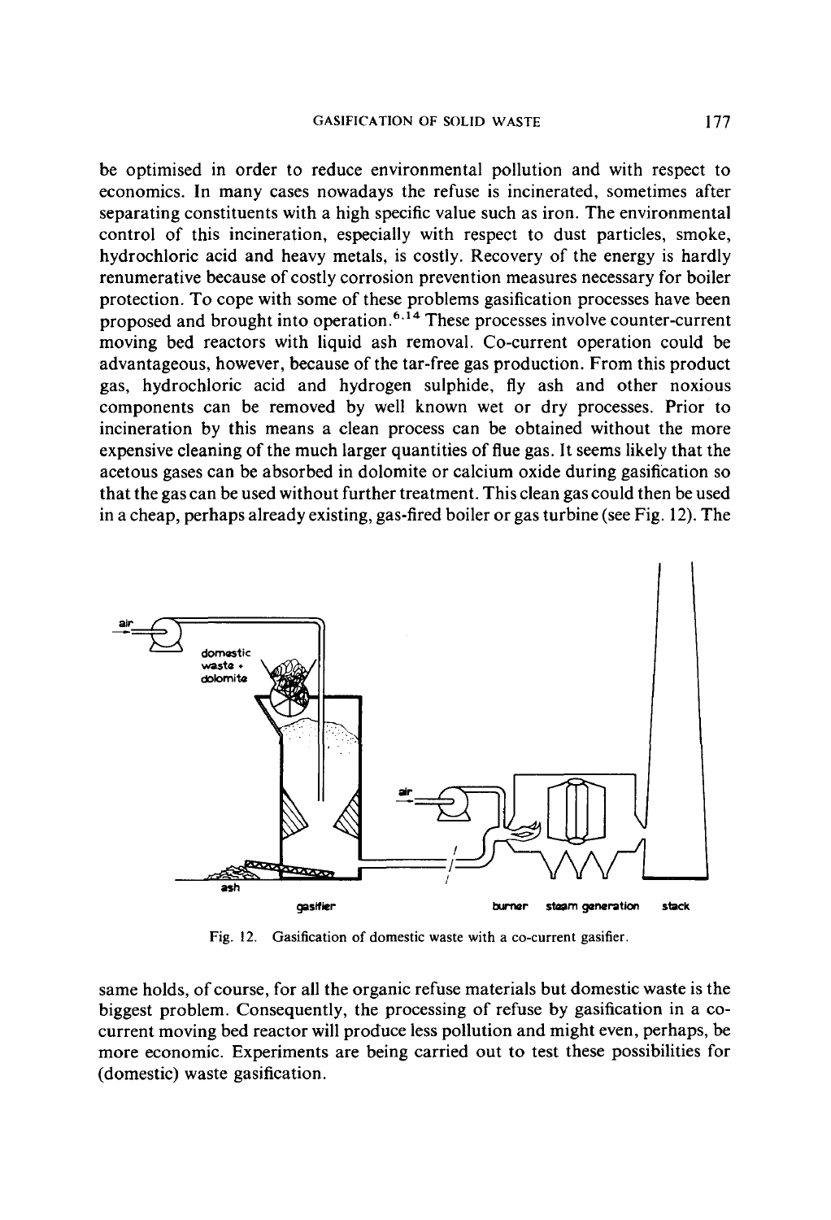be optimised in order to reduce environmental pollution and with respect to economics. In many cases nowadays the refuse is incinerated, sometimes after separating constituents with a high specific value such as iron. The environmental control of this incineration, especially with respect to dust particles, smoke, hydrochloric acid and heavy metals, is costly. Recovery of the energy is hardly renumerative because of costly corrosion prevention measures necessary for boiler protection. To cope with some of these problems gasification processes have been proposed and brought into operation.[6,14] These processes involve counter-current moving bed reactors with liquid ash removal. Co-current operation could be advantageous, however, because of the tar-free gas production. From this product gas, hydrochloric acid and hydrogen sulphide, fly ash and other noxious components can be removed by well known wet or dry processes. Prior to incineration by this means a clean process can be obtained without the more expensive cleaning of the much larger quantities of flue gas. It seems likely that the acetous gases can be absorbed in dolomite or calcium oxide during gasification so that the gas can be used without further treatment. This clean gas could then be used in a cheap, perhaps already existing, gas-fired boiler or gas turbine (see Fig. 12). The

Fig. 12. Gasification of domestic waste with a co-current gasifier.

same holds, of course, for all the organic refuse materials but domestic waste is the biggest problem. Consequently, the processing of refuse by gasification in a co-current moving bed reactor will produce less pollution and might even, perhaps, be more economic. Experiments are being carried out to test these possibilities for (domestic) waste gasification.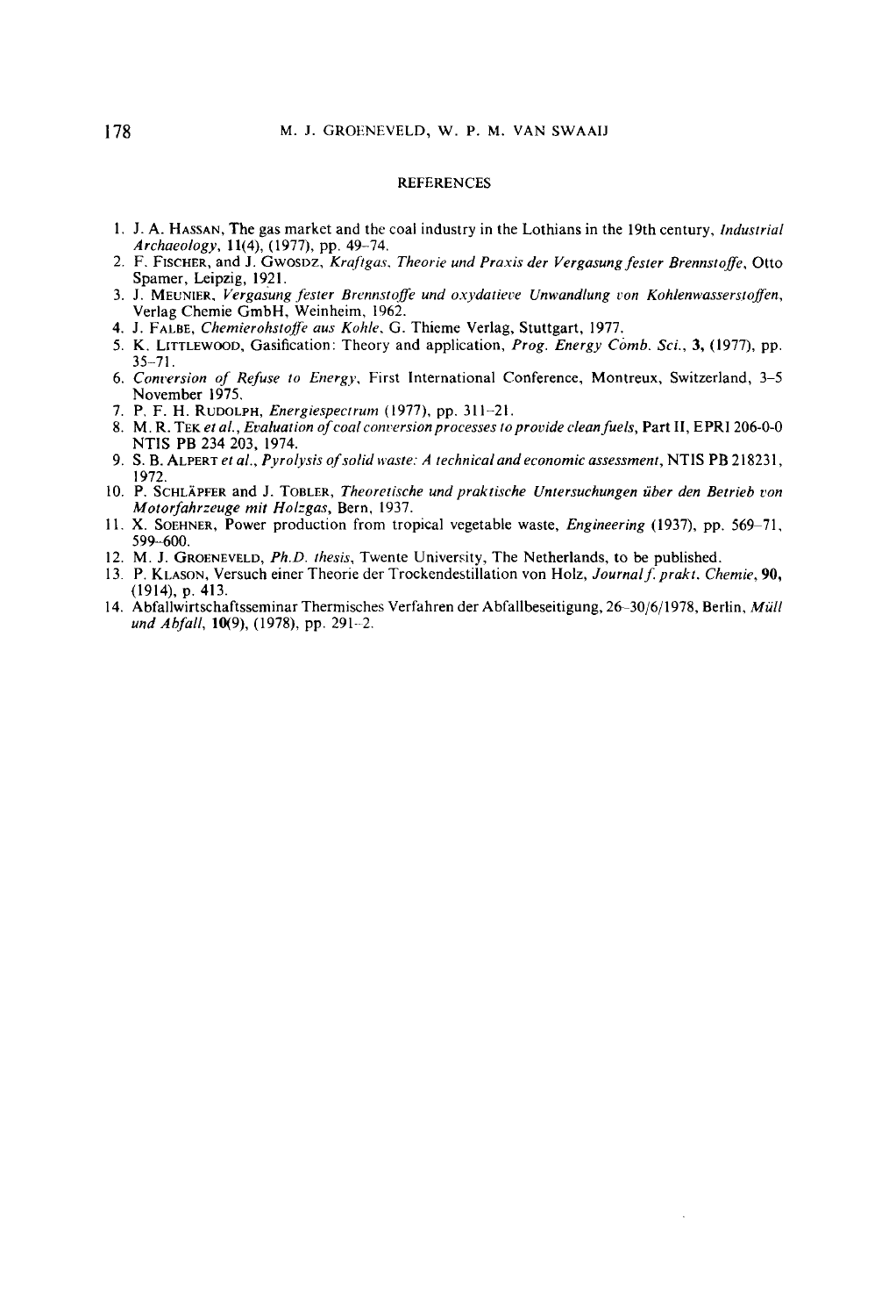## REFERENCES

1. J. A. HASSAN, The gas market and the coal industry in the Lothians in the 19th century, *Industrial Archaeology*, **11**(4), (1977), pp. 49–74.
2. F. FISCHER, and J. GWOSDZ, *Kraftgas, Theorie und Praxis der Vergasung fester Brennstoffe*, Otto Spamer, Leipzig, 1921.
3. J. MEUNIER, *Vergasung fester Brennstoffe und oxydative Unwandlung von Kohlenwasserstoffen*, Verlag Chemie GmbH, Weinheim, 1962.
4. J. FALBE, *Chemierohstoffe aus Kohle*, G. Thieme Verlag, Stuttgart, 1977.
5. K. LITTLEWOOD, Gasification: Theory and application, *Prog. Energy Comb. Sci.*, **3**, (1977), pp. 35–71.
6. *Conversion of Refuse to Energy*, First International Conference, Montreux, Switzerland, 3–5 November 1975.
7. P. F. H. RUDOLPH, *Energiespectrum* (1977), pp. 311–21.
8. M. R. TEK *et al.*, *Evaluation of coal conversion processes to provide clean fuels*, Part II, EPRI 206-0-0 NTIS PB 234 203, 1974.
9. S. B. ALPERT *et al.*, *Pyrolysis of solid waste: A technical and economic assessment*, NTIS PB 218231, 1972.
10. P. SCHLÄPFER and J. TOBLER, *Theoretische und praktische Untersuchungen über den Betrieb von Motorfahrzeuge mit Holzgas*, Bern, 1937.
11. X. SOEHNER, Power production from tropical vegetable waste, *Engineering* (1937), pp. 569–71, 599–600.
12. M. J. GROENEVELD, *Ph.D. thesis*, Twente University, The Netherlands, to be published.
13. P. KLASON, Versuch einer Theorie der Trockendestillation von Holz, *Journal f. prakt. Chemie*, **90**, (1914), p. 413.
14. Abfallwirtschaftsseminar Thermisches Verfahren der Abfallbeseitigung, 26–30/6/1978, Berlin, *Müll und Abfall*, **10**(9), (1978), pp. 291–2.